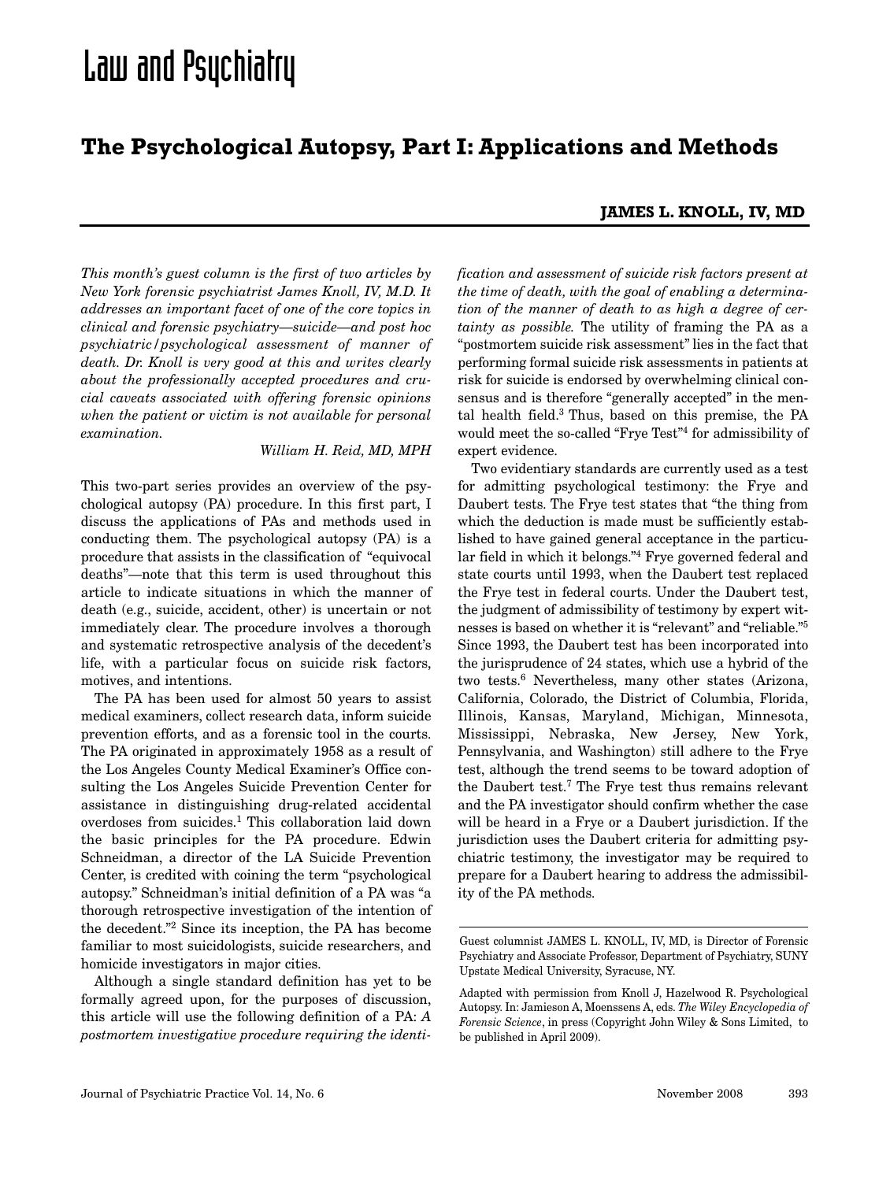# Law and Psychiatry

## The Psychological Autopsy, Part I: Applications and Methods

**JAMES L. KNOLL, IV, MD**

*This month's guest column is the first of two articles by New York forensic psychiatrist James Knoll, IV, M.D. It addresses an important facet of one of the core topics in clinical and forensic psychiatry—suicide—and post hoc psychiatric/psychological assessment of manner of death. Dr. Knoll is very good at this and writes clearly about the professionally accepted procedures and crucial caveats associated with offering forensic opinions when the patient or victim is not available for personal examination.*

*William H. Reid, MD, MPH*

This two-part series provides an overview of the psychological autopsy (PA) procedure. In this first part, I discuss the applications of PAs and methods used in conducting them. The psychological autopsy (PA) is a procedure that assists in the classification of "equivocal deaths"—note that this term is used throughout this article to indicate situations in which the manner of death (e.g., suicide, accident, other) is uncertain or not immediately clear. The procedure involves a thorough and systematic retrospective analysis of the decedent's life, with a particular focus on suicide risk factors, motives, and intentions.

The PA has been used for almost 50 years to assist medical examiners, collect research data, inform suicide prevention efforts, and as a forensic tool in the courts. The PA originated in approximately 1958 as a result of the Los Angeles County Medical Examiner's Office consulting the Los Angeles Suicide Prevention Center for assistance in distinguishing drug-related accidental overdoses from suicides.[1] This collaboration laid down the basic principles for the PA procedure. Edwin Schneidman, a director of the LA Suicide Prevention Center, is credited with coining the term "psychological autopsy." Schneidman's initial definition of a PA was "a thorough retrospective investigation of the intention of the decedent."[2] Since its inception, the PA has become familiar to most suicidologists, suicide researchers, and homicide investigators in major cities.

Although a single standard definition has yet to be formally agreed upon, for the purposes of discussion, this article will use the following definition of a PA: *A postmortem investigative procedure requiring the identification and assessment of suicide risk factors present at the time of death, with the goal of enabling a determination of the manner of death to as high a degree of certainty as possible.* The utility of framing the PA as a "postmortem suicide risk assessment" lies in the fact that performing formal suicide risk assessments in patients at risk for suicide is endorsed by overwhelming clinical consensus and is therefore "generally accepted" in the mental health field.[3] Thus, based on this premise, the PA would meet the so-called "Frye Test"[4] for admissibility of expert evidence.

Two evidentiary standards are currently used as a test for admitting psychological testimony: the Frye and Daubert tests. The Frye test states that "the thing from which the deduction is made must be sufficiently established to have gained general acceptance in the particular field in which it belongs."[4] Frye governed federal and state courts until 1993, when the Daubert test replaced the Frye test in federal courts. Under the Daubert test, the judgment of admissibility of testimony by expert witnesses is based on whether it is "relevant" and "reliable."[5] Since 1993, the Daubert test has been incorporated into the jurisprudence of 24 states, which use a hybrid of the two tests.[6] Nevertheless, many other states (Arizona, California, Colorado, the District of Columbia, Florida, Illinois, Kansas, Maryland, Michigan, Minnesota, Mississippi, Nebraska, New Jersey, New York, Pennsylvania, and Washington) still adhere to the Frye test, although the trend seems to be toward adoption of the Daubert test.[7] The Frye test thus remains relevant and the PA investigator should confirm whether the case will be heard in a Frye or a Daubert jurisdiction. If the jurisdiction uses the Daubert criteria for admitting psychiatric testimony, the investigator may be required to prepare for a Daubert hearing to address the admissibility of the PA methods.

---

Guest columnist JAMES L. KNOLL, IV, MD, is Director of Forensic Psychiatry and Associate Professor, Department of Psychiatry, SUNY Upstate Medical University, Syracuse, NY.

Adapted with permission from Knoll J, Hazelwood R. Psychological Autopsy. In: Jamieson A, Moenssens A, eds. *The Wiley Encyclopedia of Forensic Science*, in press (Copyright John Wiley & Sons Limited, to be published in April 2009).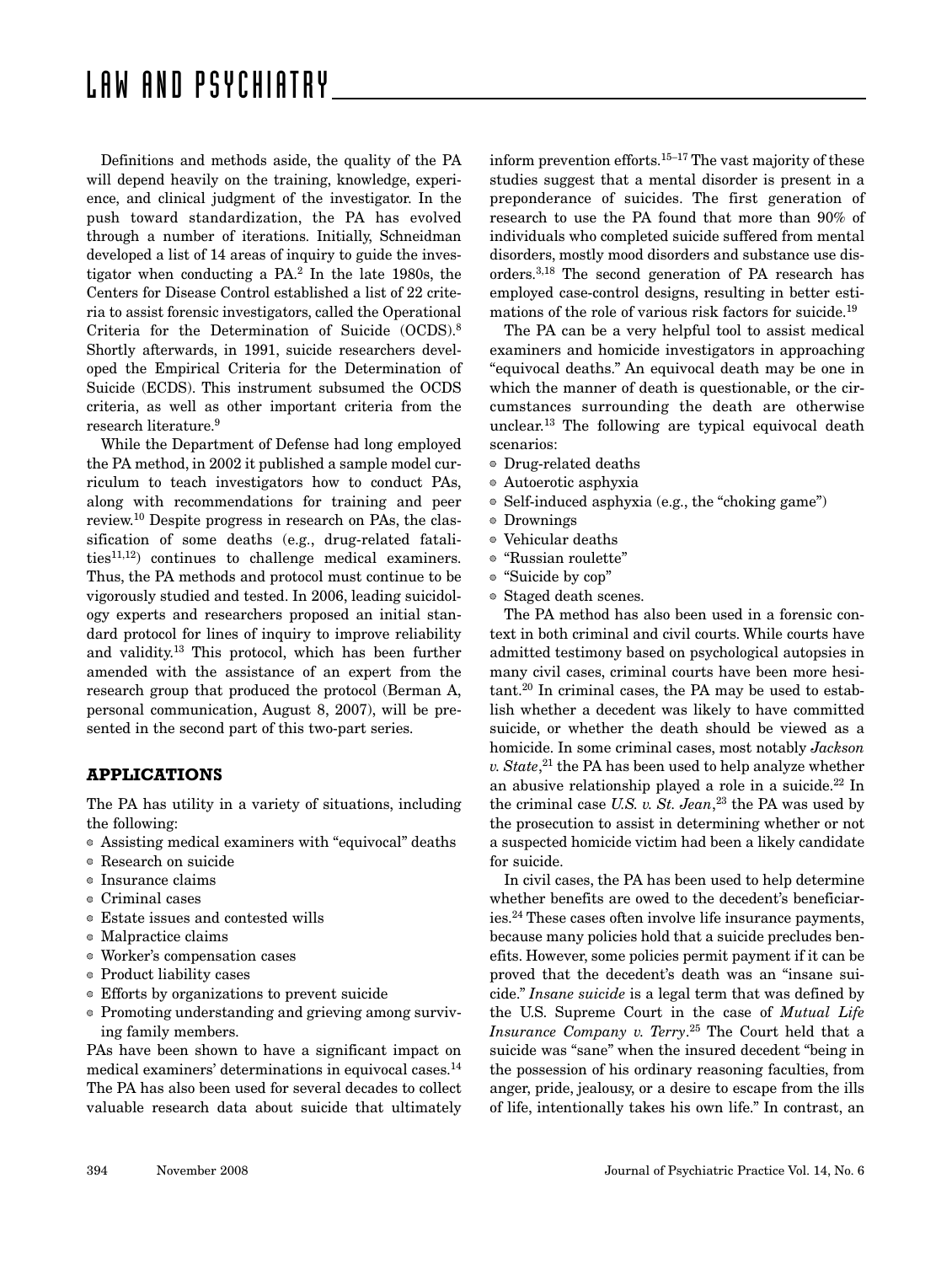Definitions and methods aside, the quality of the PA will depend heavily on the training, knowledge, experience, and clinical judgment of the investigator. In the push toward standardization, the PA has evolved through a number of iterations. Initially, Schneidman developed a list of 14 areas of inquiry to guide the investigator when conducting a PA.[2] In the late 1980s, the Centers for Disease Control established a list of 22 criteria to assist forensic investigators, called the Operational Criteria for the Determination of Suicide (OCDS).[8] Shortly afterwards, in 1991, suicide researchers developed the Empirical Criteria for the Determination of Suicide (ECDS). This instrument subsumed the OCDS criteria, as well as other important criteria from the research literature.[9]

While the Department of Defense had long employed the PA method, in 2002 it published a sample model curriculum to teach investigators how to conduct PAs, along with recommendations for training and peer review.[10] Despite progress in research on PAs, the classification of some deaths (e.g., drug-related fatalities[11,12]) continues to challenge medical examiners. Thus, the PA methods and protocol must continue to be vigorously studied and tested. In 2006, leading suicidology experts and researchers proposed an initial standard protocol for lines of inquiry to improve reliability and validity.[13] This protocol, which has been further amended with the assistance of an expert from the research group that produced the protocol (Berman A, personal communication, August 8, 2007), will be presented in the second part of this two-part series.

## APPLICATIONS

The PA has utility in a variety of situations, including the following:

- Assisting medical examiners with "equivocal" deaths
- Research on suicide
- Insurance claims
- Criminal cases
- Estate issues and contested wills
- Malpractice claims
- Worker's compensation cases
- Product liability cases
- Efforts by organizations to prevent suicide
- Promoting understanding and grieving among surviving family members.

PAs have been shown to have a significant impact on medical examiners' determinations in equivocal cases.[14] The PA has also been used for several decades to collect valuable research data about suicide that ultimately inform prevention efforts.[15–17] The vast majority of these studies suggest that a mental disorder is present in a preponderance of suicides. The first generation of research to use the PA found that more than 90% of individuals who completed suicide suffered from mental disorders, mostly mood disorders and substance use disorders.[3,18] The second generation of PA research has employed case-control designs, resulting in better estimations of the role of various risk factors for suicide.[19]

The PA can be a very helpful tool to assist medical examiners and homicide investigators in approaching "equivocal deaths." An equivocal death may be one in which the manner of death is questionable, or the circumstances surrounding the death are otherwise unclear.[13] The following are typical equivocal death scenarios:

- Drug-related deaths
- Autoerotic asphyxia
- Self-induced asphyxia (e.g., the "choking game")
- Drownings
- Vehicular deaths
- "Russian roulette"
- "Suicide by cop"
- Staged death scenes.

The PA method has also been used in a forensic context in both criminal and civil courts. While courts have admitted testimony based on psychological autopsies in many civil cases, criminal courts have been more hesitant.[20] In criminal cases, the PA may be used to establish whether a decedent was likely to have committed suicide, or whether the death should be viewed as a homicide. In some criminal cases, most notably *Jackson v. State*,[21] the PA has been used to help analyze whether an abusive relationship played a role in a suicide.[22] In the criminal case *U.S. v. St. Jean*,[23] the PA was used by the prosecution to assist in determining whether or not a suspected homicide victim had been a likely candidate for suicide.

In civil cases, the PA has been used to help determine whether benefits are owed to the decedent's beneficiaries.[24] These cases often involve life insurance payments, because many policies hold that a suicide precludes benefits. However, some policies permit payment if it can be proved that the decedent's death was an "insane suicide." *Insane suicide* is a legal term that was defined by the U.S. Supreme Court in the case of *Mutual Life Insurance Company v. Terry*.[25] The Court held that a suicide was "sane" when the insured decedent "being in the possession of his ordinary reasoning faculties, from anger, pride, jealousy, or a desire to escape from the ills of life, intentionally takes his own life." In contrast, an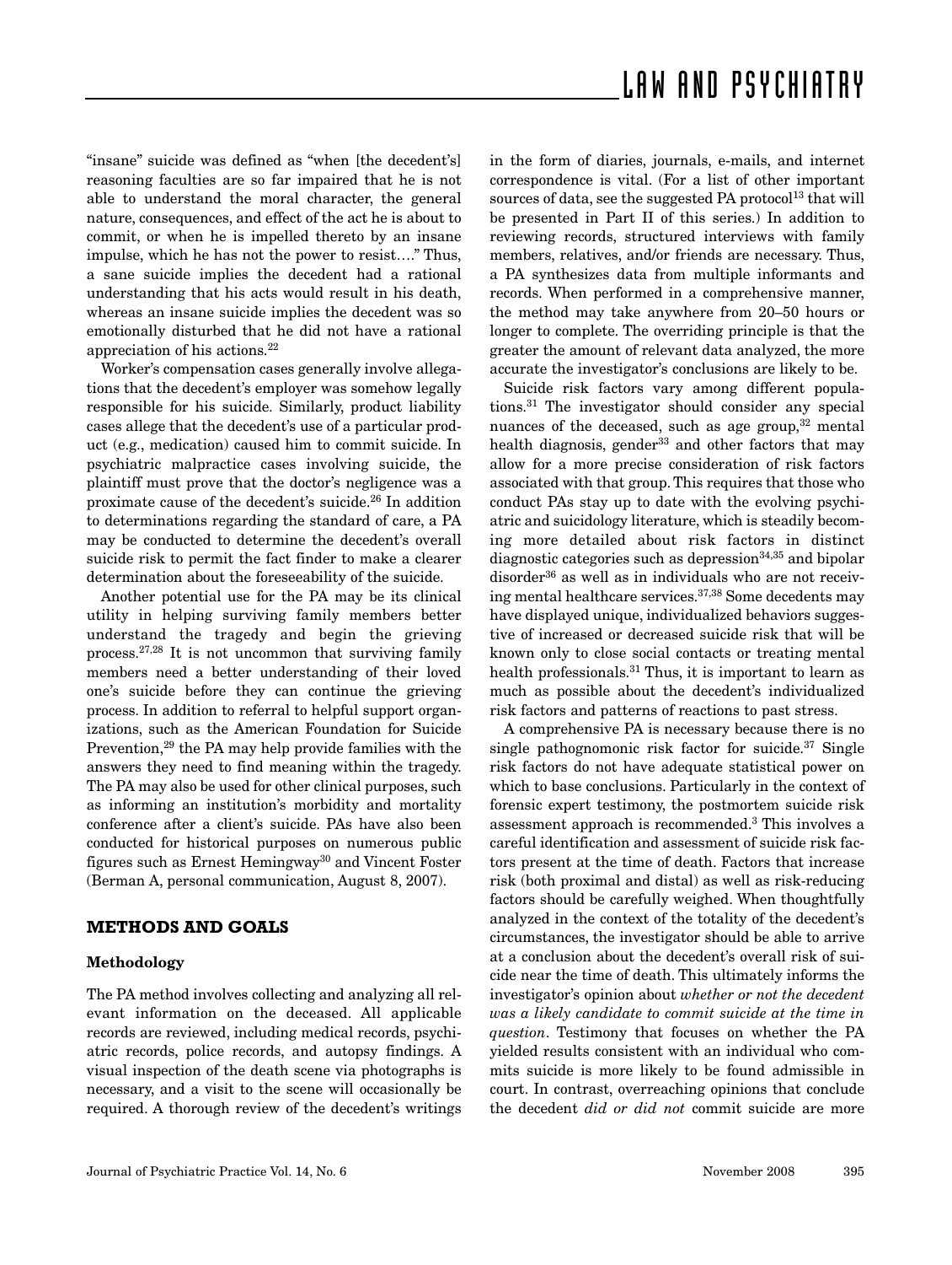"insane" suicide was defined as "when [the decedent's] reasoning faculties are so far impaired that he is not able to understand the moral character, the general nature, consequences, and effect of the act he is about to commit, or when he is impelled thereto by an insane impulse, which he has not the power to resist…." Thus, a sane suicide implies the decedent had a rational understanding that his acts would result in his death, whereas an insane suicide implies the decedent was so emotionally disturbed that he did not have a rational appreciation of his actions.[22]

Worker's compensation cases generally involve allegations that the decedent's employer was somehow legally responsible for his suicide. Similarly, product liability cases allege that the decedent's use of a particular product (e.g., medication) caused him to commit suicide. In psychiatric malpractice cases involving suicide, the plaintiff must prove that the doctor's negligence was a proximate cause of the decedent's suicide.[26] In addition to determinations regarding the standard of care, a PA may be conducted to determine the decedent's overall suicide risk to permit the fact finder to make a clearer determination about the foreseeability of the suicide.

Another potential use for the PA may be its clinical utility in helping surviving family members better understand the tragedy and begin the grieving process.[27,28] It is not uncommon that surviving family members need a better understanding of their loved one's suicide before they can continue the grieving process. In addition to referral to helpful support organizations, such as the American Foundation for Suicide Prevention,[29] the PA may help provide families with the answers they need to find meaning within the tragedy. The PA may also be used for other clinical purposes, such as informing an institution's morbidity and mortality conference after a client's suicide. PAs have also been conducted for historical purposes on numerous public figures such as Ernest Hemingway[30] and Vincent Foster (Berman A, personal communication, August 8, 2007).

## METHODS AND GOALS

### Methodology

The PA method involves collecting and analyzing all relevant information on the deceased. All applicable records are reviewed, including medical records, psychiatric records, police records, and autopsy findings. A visual inspection of the death scene via photographs is necessary, and a visit to the scene will occasionally be required. A thorough review of the decedent's writings in the form of diaries, journals, e-mails, and internet correspondence is vital. (For a list of other important sources of data, see the suggested PA protocol[13] that will be presented in Part II of this series.) In addition to reviewing records, structured interviews with family members, relatives, and/or friends are necessary. Thus, a PA synthesizes data from multiple informants and records. When performed in a comprehensive manner, the method may take anywhere from 20–50 hours or longer to complete. The overriding principle is that the greater the amount of relevant data analyzed, the more accurate the investigator's conclusions are likely to be.

Suicide risk factors vary among different populations.[31] The investigator should consider any special nuances of the deceased, such as age group,[32] mental health diagnosis, gender[33] and other factors that may allow for a more precise consideration of risk factors associated with that group. This requires that those who conduct PAs stay up to date with the evolving psychiatric and suicidology literature, which is steadily becoming more detailed about risk factors in distinct diagnostic categories such as depression[34,35] and bipolar disorder[36] as well as in individuals who are not receiving mental healthcare services.[37,38] Some decedents may have displayed unique, individualized behaviors suggestive of increased or decreased suicide risk that will be known only to close social contacts or treating mental health professionals.[31] Thus, it is important to learn as much as possible about the decedent's individualized risk factors and patterns of reactions to past stress.

A comprehensive PA is necessary because there is no single pathognomonic risk factor for suicide.[37] Single risk factors do not have adequate statistical power on which to base conclusions. Particularly in the context of forensic expert testimony, the postmortem suicide risk assessment approach is recommended.[3] This involves a careful identification and assessment of suicide risk factors present at the time of death. Factors that increase risk (both proximal and distal) as well as risk-reducing factors should be carefully weighed. When thoughtfully analyzed in the context of the totality of the decedent's circumstances, the investigator should be able to arrive at a conclusion about the decedent's overall risk of suicide near the time of death. This ultimately informs the investigator's opinion about *whether or not the decedent was a likely candidate to commit suicide at the time in question*. Testimony that focuses on whether the PA yielded results consistent with an individual who commits suicide is more likely to be found admissible in court. In contrast, overreaching opinions that conclude the decedent *did or did not* commit suicide are more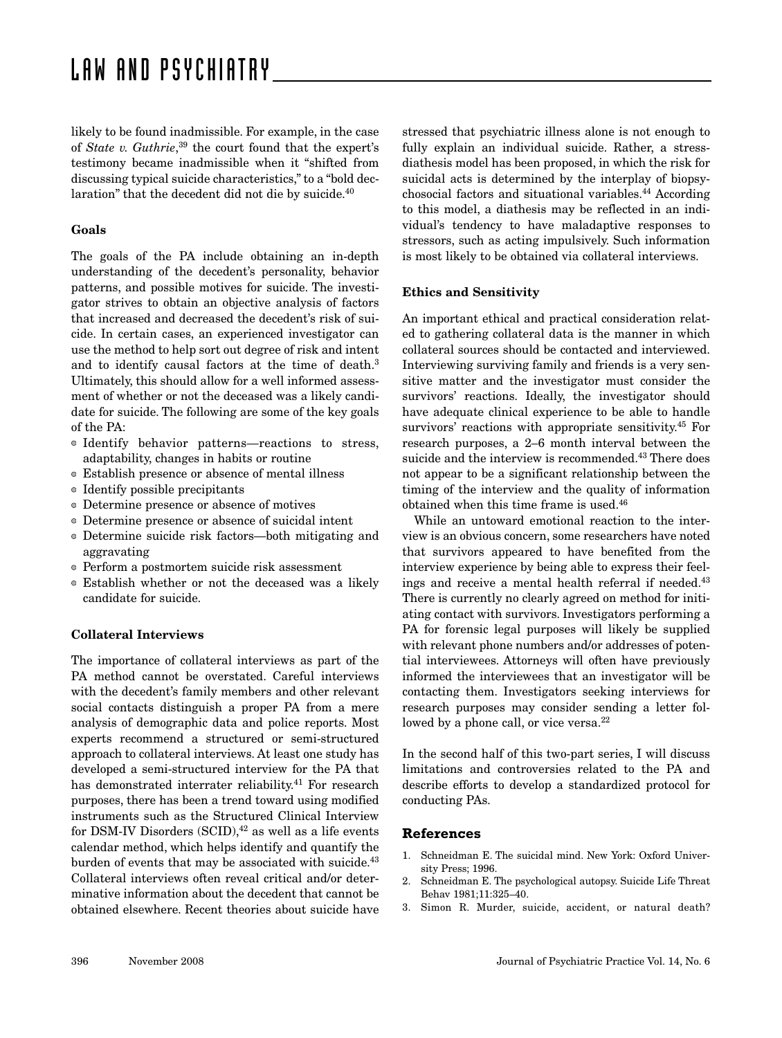likely to be found inadmissible. For example, in the case of *State v. Guthrie*,[39] the court found that the expert's testimony became inadmissible when it "shifted from discussing typical suicide characteristics," to a "bold declaration" that the decedent did not die by suicide.[40]

**Goals**

The goals of the PA include obtaining an in-depth understanding of the decedent's personality, behavior patterns, and possible motives for suicide. The investigator strives to obtain an objective analysis of factors that increased and decreased the decedent's risk of suicide. In certain cases, an experienced investigator can use the method to help sort out degree of risk and intent and to identify causal factors at the time of death.[3] Ultimately, this should allow for a well informed assessment of whether or not the deceased was a likely candidate for suicide. The following are some of the key goals of the PA:

- Identify behavior patterns—reactions to stress, adaptability, changes in habits or routine
- Establish presence or absence of mental illness
- Identify possible precipitants
- Determine presence or absence of motives
- Determine presence or absence of suicidal intent
- Determine suicide risk factors—both mitigating and aggravating
- Perform a postmortem suicide risk assessment
- Establish whether or not the deceased was a likely candidate for suicide.

**Collateral Interviews**

The importance of collateral interviews as part of the PA method cannot be overstated. Careful interviews with the decedent's family members and other relevant social contacts distinguish a proper PA from a mere analysis of demographic data and police reports. Most experts recommend a structured or semi-structured approach to collateral interviews. At least one study has developed a semi-structured interview for the PA that has demonstrated interrater reliability.[41] For research purposes, there has been a trend toward using modified instruments such as the Structured Clinical Interview for DSM-IV Disorders (SCID),[42] as well as a life events calendar method, which helps identify and quantify the burden of events that may be associated with suicide.[43] Collateral interviews often reveal critical and/or determinative information about the decedent that cannot be obtained elsewhere. Recent theories about suicide have stressed that psychiatric illness alone is not enough to fully explain an individual suicide. Rather, a stress-diathesis model has been proposed, in which the risk for suicidal acts is determined by the interplay of biopsychosocial factors and situational variables.[44] According to this model, a diathesis may be reflected in an individual's tendency to have maladaptive responses to stressors, such as acting impulsively. Such information is most likely to be obtained via collateral interviews.

**Ethics and Sensitivity**

An important ethical and practical consideration related to gathering collateral data is the manner in which collateral sources should be contacted and interviewed. Interviewing surviving family and friends is a very sensitive matter and the investigator must consider the survivors' reactions. Ideally, the investigator should have adequate clinical experience to be able to handle survivors' reactions with appropriate sensitivity.[45] For research purposes, a 2–6 month interval between the suicide and the interview is recommended.[43] There does not appear to be a significant relationship between the timing of the interview and the quality of information obtained when this time frame is used.[46]

While an untoward emotional reaction to the interview is an obvious concern, some researchers have noted that survivors appeared to have benefited from the interview experience by being able to express their feelings and receive a mental health referral if needed.[43] There is currently no clearly agreed on method for initiating contact with survivors. Investigators performing a PA for forensic legal purposes will likely be supplied with relevant phone numbers and/or addresses of potential interviewees. Attorneys will often have previously informed the interviewees that an investigator will be contacting them. Investigators seeking interviews for research purposes may consider sending a letter followed by a phone call, or vice versa.[22]

In the second half of this two-part series, I will discuss limitations and controversies related to the PA and describe efforts to develop a standardized protocol for conducting PAs.

## References

1. Schneidman E. The suicidal mind. New York: Oxford University Press; 1996.
2. Schneidman E. The psychological autopsy. Suicide Life Threat Behav 1981;11:325–40.
3. Simon R. Murder, suicide, accident, or natural death?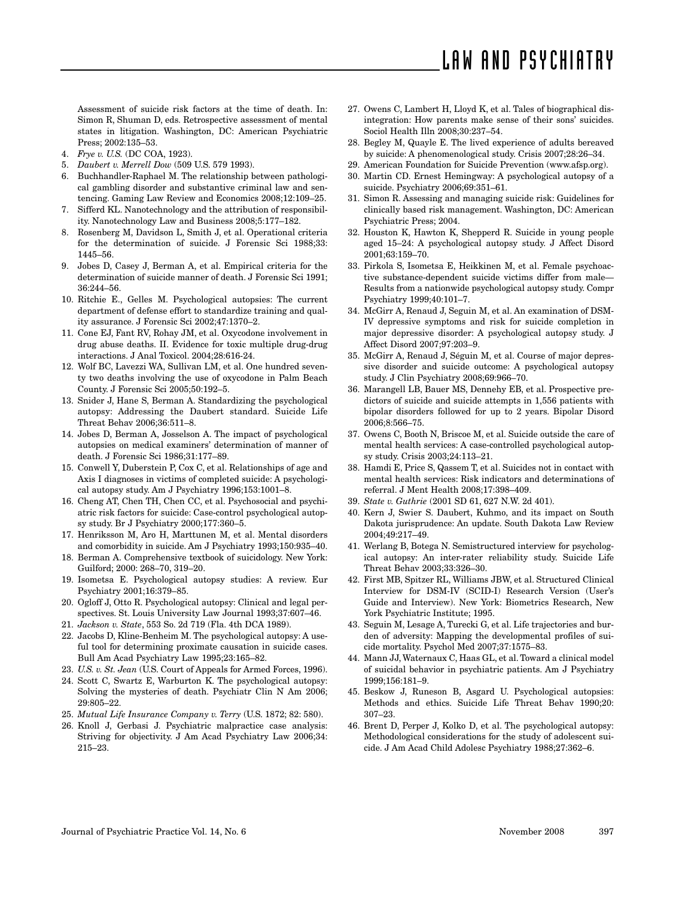Assessment of suicide risk factors at the time of death. In: Simon R, Shuman D, eds. Retrospective assessment of mental states in litigation. Washington, DC: American Psychiatric Press; 2002:135–53.

4. *Frye v. U.S.* (DC COA, 1923).
5. *Daubert v. Merrell Dow* (509 U.S. 579 1993).
6. Buchhandler-Raphael M. The relationship between pathological gambling disorder and substantive criminal law and sentencing. Gaming Law Review and Economics 2008;12:109–25.
7. Sifferd KL. Nanotechnology and the attribution of responsibility. Nanotechnology Law and Business 2008;5:177–182.
8. Rosenberg M, Davidson L, Smith J, et al. Operational criteria for the determination of suicide. J Forensic Sci 1988;33: 1445–56.
9. Jobes D, Casey J, Berman A, et al. Empirical criteria for the determination of suicide manner of death. J Forensic Sci 1991; 36:244–56.
10. Ritchie E., Gelles M. Psychological autopsies: The current department of defense effort to standardize training and quality assurance. J Forensic Sci 2002;47:1370–2.
11. Cone EJ, Fant RV, Rohay JM, et al. Oxycodone involvement in drug abuse deaths. II. Evidence for toxic multiple drug-drug interactions. J Anal Toxicol. 2004;28:616-24.
12. Wolf BC, Lavezzi WA, Sullivan LM, et al. One hundred seventy two deaths involving the use of oxycodone in Palm Beach County. J Forensic Sci 2005;50:192–5.
13. Snider J, Hane S, Berman A. Standardizing the psychological autopsy: Addressing the Daubert standard. Suicide Life Threat Behav 2006;36:511–8.
14. Jobes D, Berman A, Josselson A. The impact of psychological autopsies on medical examiners' determination of manner of death. J Forensic Sci 1986;31:177–89.
15. Conwell Y, Duberstein P, Cox C, et al. Relationships of age and Axis I diagnoses in victims of completed suicide: A psychological autopsy study. Am J Psychiatry 1996;153:1001–8.
16. Cheng AT, Chen TH, Chen CC, et al. Psychosocial and psychiatric risk factors for suicide: Case-control psychological autopsy study. Br J Psychiatry 2000;177:360–5.
17. Henriksson M, Aro H, Marttunen M, et al. Mental disorders and comorbidity in suicide. Am J Psychiatry 1993;150:935–40.
18. Berman A. Comprehensive textbook of suicidology. New York: Guilford; 2000: 268–70, 319–20.
19. Isometsa E. Psychological autopsy studies: A review. Eur Psychiatry 2001;16:379–85.
20. Ogloff J, Otto R. Psychological autopsy: Clinical and legal perspectives. St. Louis University Law Journal 1993;37:607–46.
21. *Jackson v. State*, 553 So. 2d 719 (Fla. 4th DCA 1989).
22. Jacobs D, Kline-Benheim M. The psychological autopsy: A useful tool for determining proximate causation in suicide cases. Bull Am Acad Psychiatry Law 1995;23:165–82.
23. *U.S. v. St. Jean* (U.S. Court of Appeals for Armed Forces, 1996).
24. Scott C, Swartz E, Warburton K. The psychological autopsy: Solving the mysteries of death. Psychiatr Clin N Am 2006; 29:805–22.
25. *Mutual Life Insurance Company v. Terry* (U.S. 1872; 82: 580).
26. Knoll J, Gerbasi J. Psychiatric malpractice case analysis: Striving for objectivity. J Am Acad Psychiatry Law 2006;34: 215–23.
27. Owens C, Lambert H, Lloyd K, et al. Tales of biographical disintegration: How parents make sense of their sons' suicides. Sociol Health Illn 2008;30:237–54.
28. Begley M, Quayle E. The lived experience of adults bereaved by suicide: A phenomenological study. Crisis 2007;28:26–34.
29. American Foundation for Suicide Prevention (www.afsp.org).
30. Martin CD. Ernest Hemingway: A psychological autopsy of a suicide. Psychiatry 2006;69:351–61.
31. Simon R. Assessing and managing suicide risk: Guidelines for clinically based risk management. Washington, DC: American Psychiatric Press; 2004.
32. Houston K, Hawton K, Shepperd R. Suicide in young people aged 15–24: A psychological autopsy study. J Affect Disord 2001;63:159–70.
33. Pirkola S, Isometsa E, Heikkinen M, et al. Female psychoactive substance-dependent suicide victims differ from male—Results from a nationwide psychological autopsy study. Compr Psychiatry 1999;40:101–7.
34. McGirr A, Renaud J, Seguin M, et al. An examination of DSM-IV depressive symptoms and risk for suicide completion in major depressive disorder: A psychological autopsy study. J Affect Disord 2007;97:203–9.
35. McGirr A, Renaud J, Séguin M, et al. Course of major depressive disorder and suicide outcome: A psychological autopsy study. J Clin Psychiatry 2008;69:966–70.
36. Marangell LB, Bauer MS, Dennehy EB, et al. Prospective predictors of suicide and suicide attempts in 1,556 patients with bipolar disorders followed for up to 2 years. Bipolar Disord 2006;8:566–75.
37. Owens C, Booth N, Briscoe M, et al. Suicide outside the care of mental health services: A case-controlled psychological autopsy study. Crisis 2003;24:113–21.
38. Hamdi E, Price S, Qassem T, et al. Suicides not in contact with mental health services: Risk indicators and determinations of referral. J Ment Health 2008;17:398–409.
39. *State v. Guthrie* (2001 SD 61, 627 N.W. 2d 401).
40. Kern J, Swier S. Daubert, Kuhmo, and its impact on South Dakota jurisprudence: An update. South Dakota Law Review 2004;49:217–49.
41. Werlang B, Botega N. Semistructured interview for psychological autopsy: An inter-rater reliability study. Suicide Life Threat Behav 2003;33:326–30.
42. First MB, Spitzer RL, Williams JBW, et al. Structured Clinical Interview for DSM-IV (SCID-I) Research Version (User's Guide and Interview). New York: Biometrics Research, New York Psychiatric Institute; 1995.
43. Seguin M, Lesage A, Turecki G, et al. Life trajectories and burden of adversity: Mapping the developmental profiles of suicide mortality. Psychol Med 2007;37:1575–83.
44. Mann JJ, Waternaux C, Haas GL, et al. Toward a clinical model of suicidal behavior in psychiatric patients. Am J Psychiatry 1999;156:181–9.
45. Beskow J, Runeson B, Asgard U. Psychological autopsies: Methods and ethics. Suicide Life Threat Behav 1990;20: 307–23.
46. Brent D, Perper J, Kolko D, et al. The psychological autopsy: Methodological considerations for the study of adolescent suicide. J Am Acad Child Adolesc Psychiatry 1988;27:362–6.